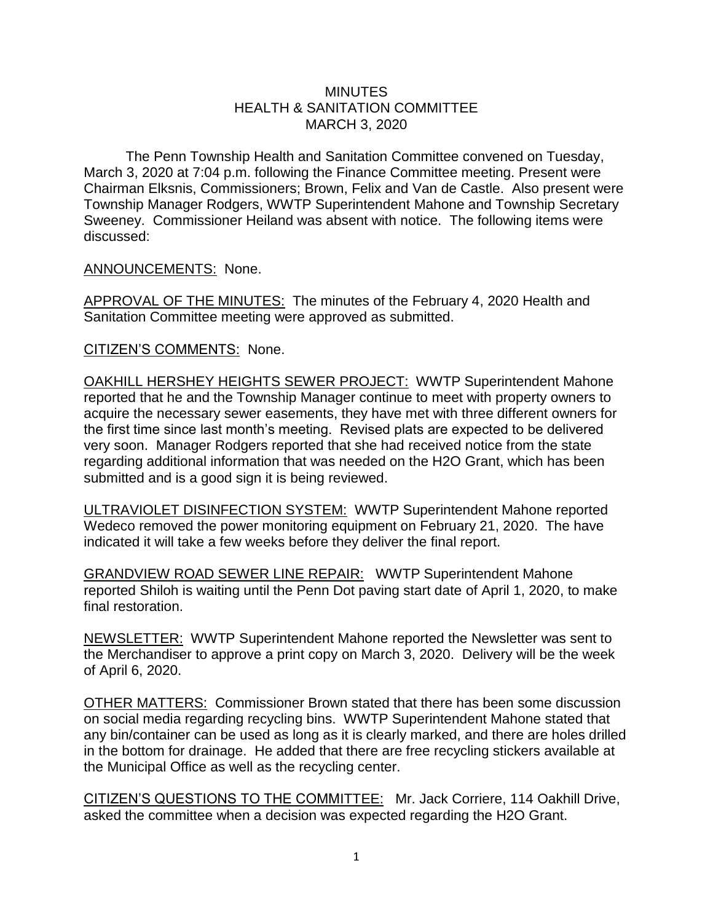# MINUTES
## HEALTH & SANITATION COMMITTEE
## MARCH 3, 2020

The Penn Township Health and Sanitation Committee convened on Tuesday, March 3, 2020 at 7:04 p.m. following the Finance Committee meeting. Present were Chairman Elksnis, Commissioners; Brown, Felix and Van de Castle. Also present were Township Manager Rodgers, WWTP Superintendent Mahone and Township Secretary Sweeney. Commissioner Heiland was absent with notice. The following items were discussed:

ANNOUNCEMENTS: None.

APPROVAL OF THE MINUTES: The minutes of the February 4, 2020 Health and Sanitation Committee meeting were approved as submitted.

CITIZEN'S COMMENTS: None.

OAKHILL HERSHEY HEIGHTS SEWER PROJECT: WWTP Superintendent Mahone reported that he and the Township Manager continue to meet with property owners to acquire the necessary sewer easements, they have met with three different owners for the first time since last month's meeting. Revised plats are expected to be delivered very soon. Manager Rodgers reported that she had received notice from the state regarding additional information that was needed on the H2O Grant, which has been submitted and is a good sign it is being reviewed.

ULTRAVIOLET DISINFECTION SYSTEM: WWTP Superintendent Mahone reported Wedeco removed the power monitoring equipment on February 21, 2020. The have indicated it will take a few weeks before they deliver the final report.

GRANDVIEW ROAD SEWER LINE REPAIR: WWTP Superintendent Mahone reported Shiloh is waiting until the Penn Dot paving start date of April 1, 2020, to make final restoration.

NEWSLETTER: WWTP Superintendent Mahone reported the Newsletter was sent to the Merchandiser to approve a print copy on March 3, 2020. Delivery will be the week of April 6, 2020.

OTHER MATTERS: Commissioner Brown stated that there has been some discussion on social media regarding recycling bins. WWTP Superintendent Mahone stated that any bin/container can be used as long as it is clearly marked, and there are holes drilled in the bottom for drainage. He added that there are free recycling stickers available at the Municipal Office as well as the recycling center.

CITIZEN'S QUESTIONS TO THE COMMITTEE: Mr. Jack Corriere, 114 Oakhill Drive, asked the committee when a decision was expected regarding the H2O Grant.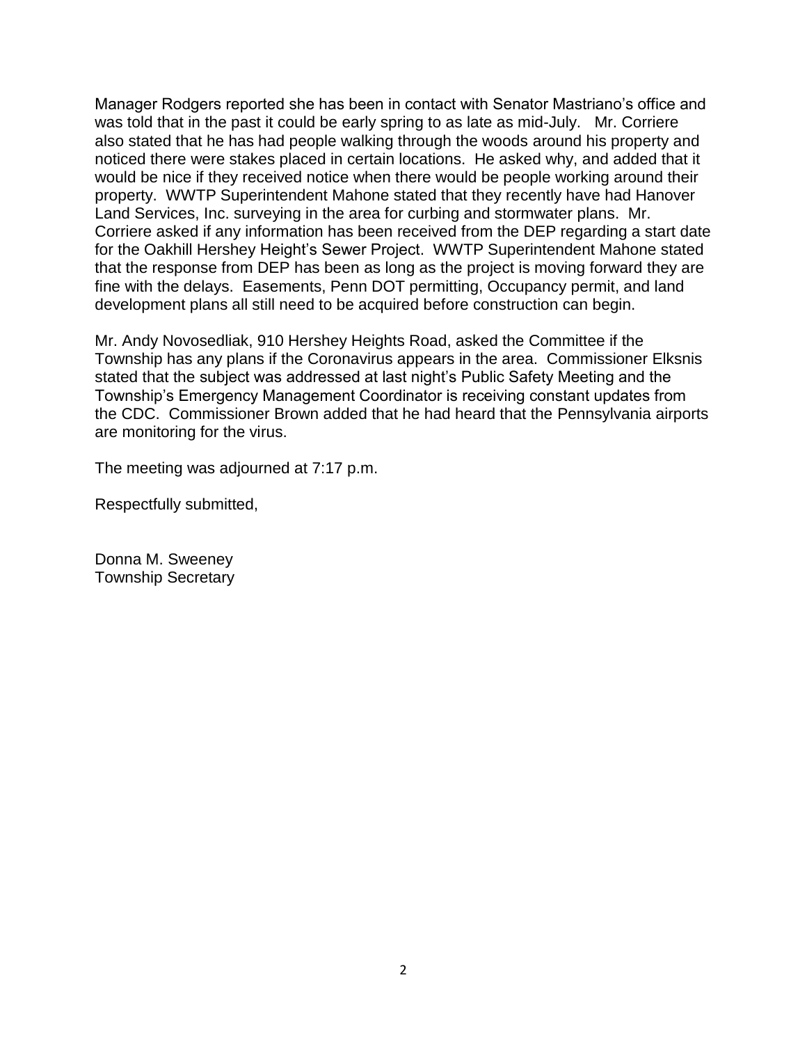Manager Rodgers reported she has been in contact with Senator Mastriano's office and was told that in the past it could be early spring to as late as mid-July. Mr. Corriere also stated that he has had people walking through the woods around his property and noticed there were stakes placed in certain locations. He asked why, and added that it would be nice if they received notice when there would be people working around their property. WWTP Superintendent Mahone stated that they recently have had Hanover Land Services, Inc. surveying in the area for curbing and stormwater plans. Mr. Corriere asked if any information has been received from the DEP regarding a start date for the Oakhill Hershey Height's Sewer Project. WWTP Superintendent Mahone stated that the response from DEP has been as long as the project is moving forward they are fine with the delays. Easements, Penn DOT permitting, Occupancy permit, and land development plans all still need to be acquired before construction can begin.

Mr. Andy Novosedliak, 910 Hershey Heights Road, asked the Committee if the Township has any plans if the Coronavirus appears in the area. Commissioner Elksnis stated that the subject was addressed at last night's Public Safety Meeting and the Township's Emergency Management Coordinator is receiving constant updates from the CDC. Commissioner Brown added that he had heard that the Pennsylvania airports are monitoring for the virus.

The meeting was adjourned at 7:17 p.m.

Respectfully submitted,

Donna M. Sweeney
Township Secretary